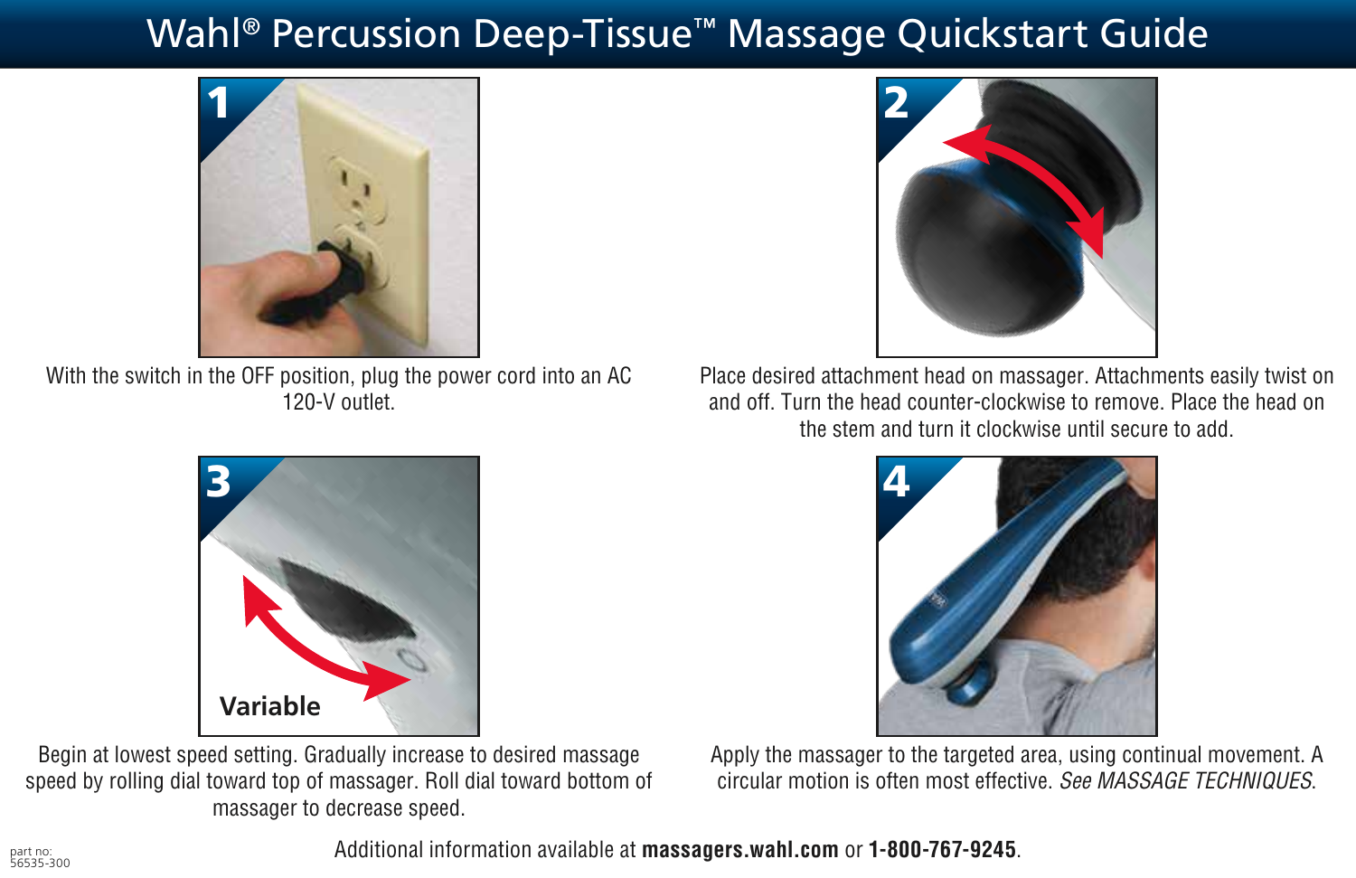# Wahl® Percussion Deep-Tissue™ Massage Quickstart Guide

**1**

With the switch in the OFF position, plug the power cord into an AC 120-V outlet.

**2**

Place desired attachment head on massager. Attachments easily twist on and off. Turn the head counter-clockwise to remove. Place the head on the stem and turn it clockwise until secure to add.

**3**

**Variable**

Begin at lowest speed setting. Gradually increase to desired massage speed by rolling dial toward top of massager. Roll dial toward bottom of massager to decrease speed.

**4**

Apply the massager to the targeted area, using continual movement. A circular motion is often most effective. *See MASSAGE TECHNIQUES*.

Additional information available at **massagers.wahl.com** or **1-800-767-9245**.

part no:
56535-300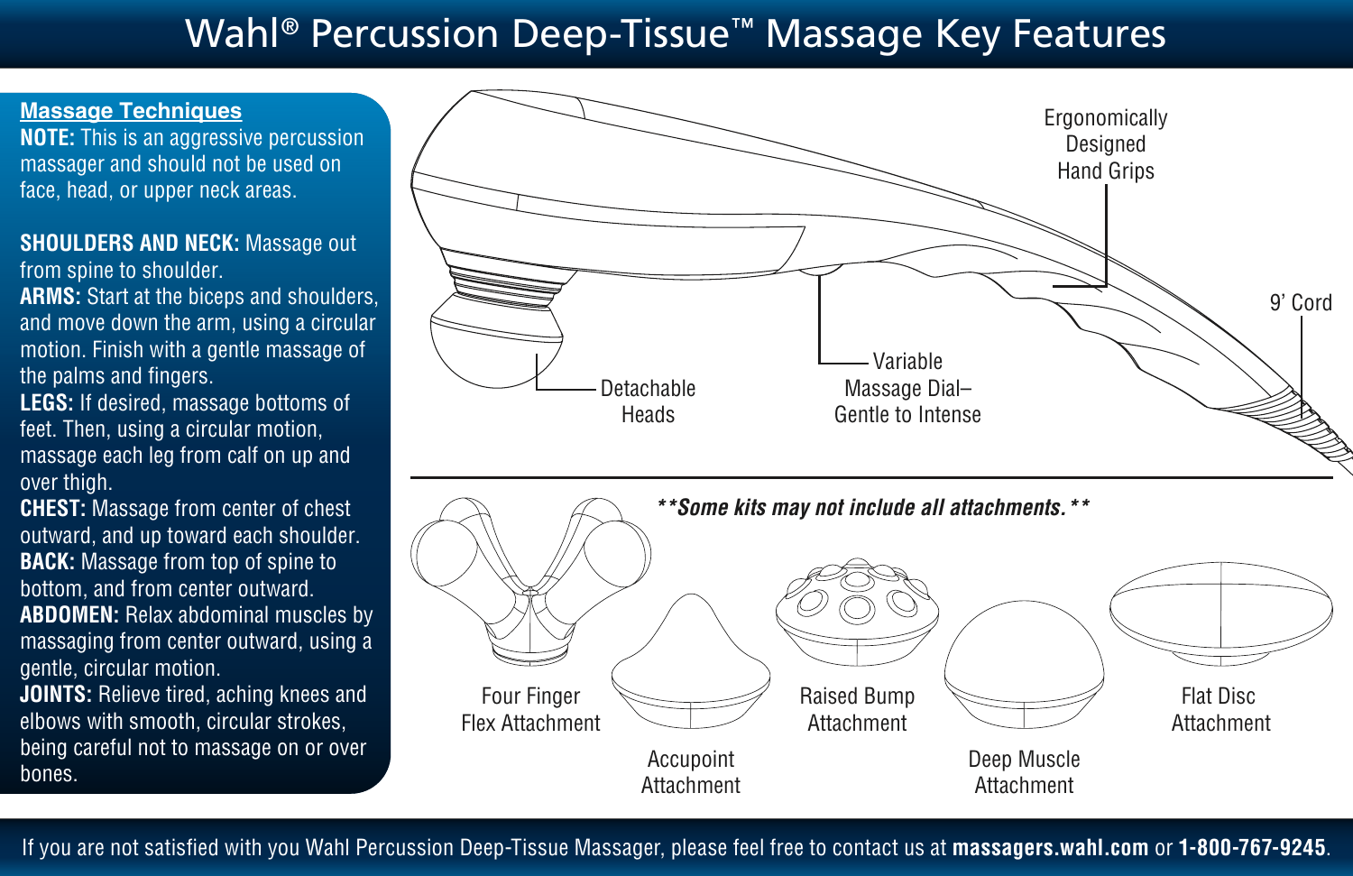# Wahl® Percussion Deep-Tissue™ Massage Key Features

## Massage Techniques

**NOTE:** This is an aggressive percussion massager and should not be used on face, head, or upper neck areas.

**SHOULDERS AND NECK:** Massage out from spine to shoulder.

**ARMS:** Start at the biceps and shoulders, and move down the arm, using a circular motion. Finish with a gentle massage of the palms and fingers.

**LEGS:** If desired, massage bottoms of feet. Then, using a circular motion, massage each leg from calf on up and over thigh.

**CHEST:** Massage from center of chest outward, and up toward each shoulder.

**BACK:** Massage from top of spine to bottom, and from center outward.

**ABDOMEN:** Relax abdominal muscles by massaging from center outward, using a gentle, circular motion.

**JOINTS:** Relieve tired, aching knees and elbows with smooth, circular strokes, being careful not to massage on or over bones.

Ergonomically Designed Hand Grips

9' Cord

Detachable Heads

Variable Massage Dial– Gentle to Intense

***\*Some kits may not include all attachments.\*\****

Four Finger Flex Attachment

Accupoint Attachment

Raised Bump Attachment

Deep Muscle Attachment

Flat Disc Attachment

If you are not satisfied with you Wahl Percussion Deep-Tissue Massager, please feel free to contact us at **massagers.wahl.com** or **1-800-767-9245**.